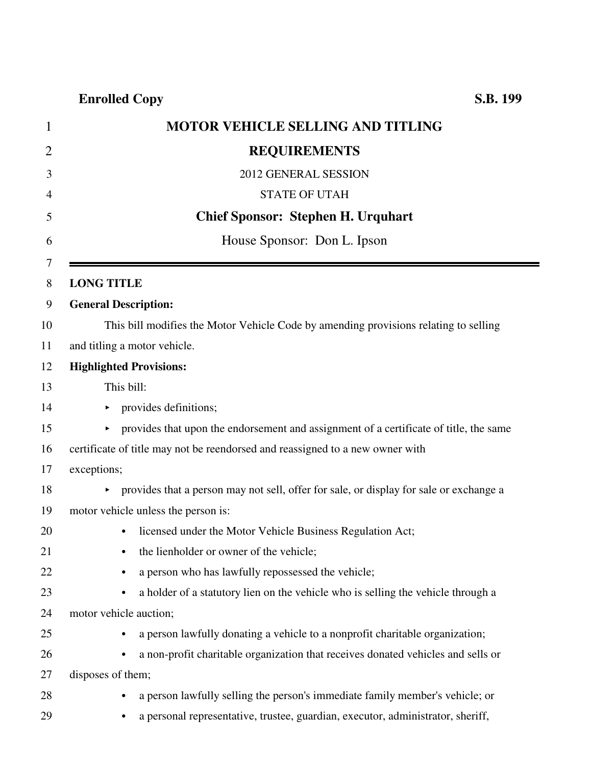**Enrolled Copy** **S.B. 199**

# MOTOR VEHICLE SELLING AND TITLING REQUIREMENTS

2012 GENERAL SESSION

STATE OF UTAH

**Chief Sponsor: Stephen H. Urquhart**

House Sponsor: Don L. Ipson

---

**LONG TITLE**

**General Description:**

This bill modifies the Motor Vehicle Code by amending provisions relating to selling and titling a motor vehicle.

**Highlighted Provisions:**

This bill:

- provides definitions;
- provides that upon the endorsement and assignment of a certificate of title, the same certificate of title may not be reendorsed and reassigned to a new owner with exceptions;
- provides that a person may not sell, offer for sale, or display for sale or exchange a motor vehicle unless the person is:
  - licensed under the Motor Vehicle Business Regulation Act;
  - the lienholder or owner of the vehicle;
  - a person who has lawfully repossessed the vehicle;
  - a holder of a statutory lien on the vehicle who is selling the vehicle through a motor vehicle auction;
  - a person lawfully donating a vehicle to a nonprofit charitable organization;
  - a non-profit charitable organization that receives donated vehicles and sells or disposes of them;
  - a person lawfully selling the person's immediate family member's vehicle; or
  - a personal representative, trustee, guardian, executor, administrator, sheriff,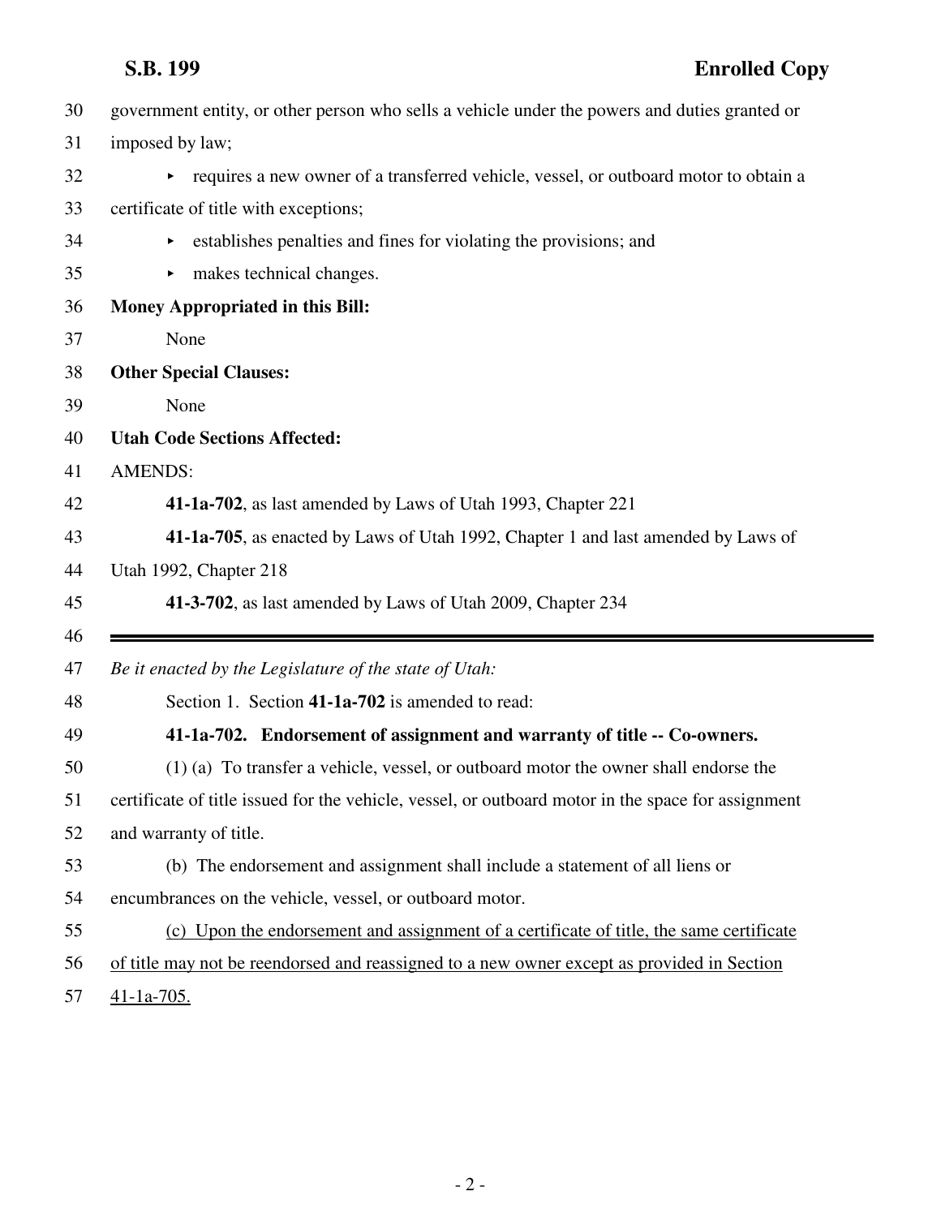government entity, or other person who sells a vehicle under the powers and duties granted or imposed by law;

- requires a new owner of a transferred vehicle, vessel, or outboard motor to obtain a certificate of title with exceptions;
- establishes penalties and fines for violating the provisions; and
- makes technical changes.

**Money Appropriated in this Bill:**

None

**Other Special Clauses:**

None

**Utah Code Sections Affected:**

AMENDS:

**41-1a-702**, as last amended by Laws of Utah 1993, Chapter 221

**41-1a-705**, as enacted by Laws of Utah 1992, Chapter 1 and last amended by Laws of Utah 1992, Chapter 218

**41-3-702**, as last amended by Laws of Utah 2009, Chapter 234

---

*Be it enacted by the Legislature of the state of Utah:*

Section 1. Section **41-1a-702** is amended to read:

**41-1a-702. Endorsement of assignment and warranty of title -- Co-owners.**

(1) (a) To transfer a vehicle, vessel, or outboard motor the owner shall endorse the certificate of title issued for the vehicle, vessel, or outboard motor in the space for assignment and warranty of title.

(b) The endorsement and assignment shall include a statement of all liens or encumbrances on the vehicle, vessel, or outboard motor.

<u>(c) Upon the endorsement and assignment of a certificate of title, the same certificate of title may not be reendorsed and reassigned to a new owner except as provided in Section 41-1a-705.</u>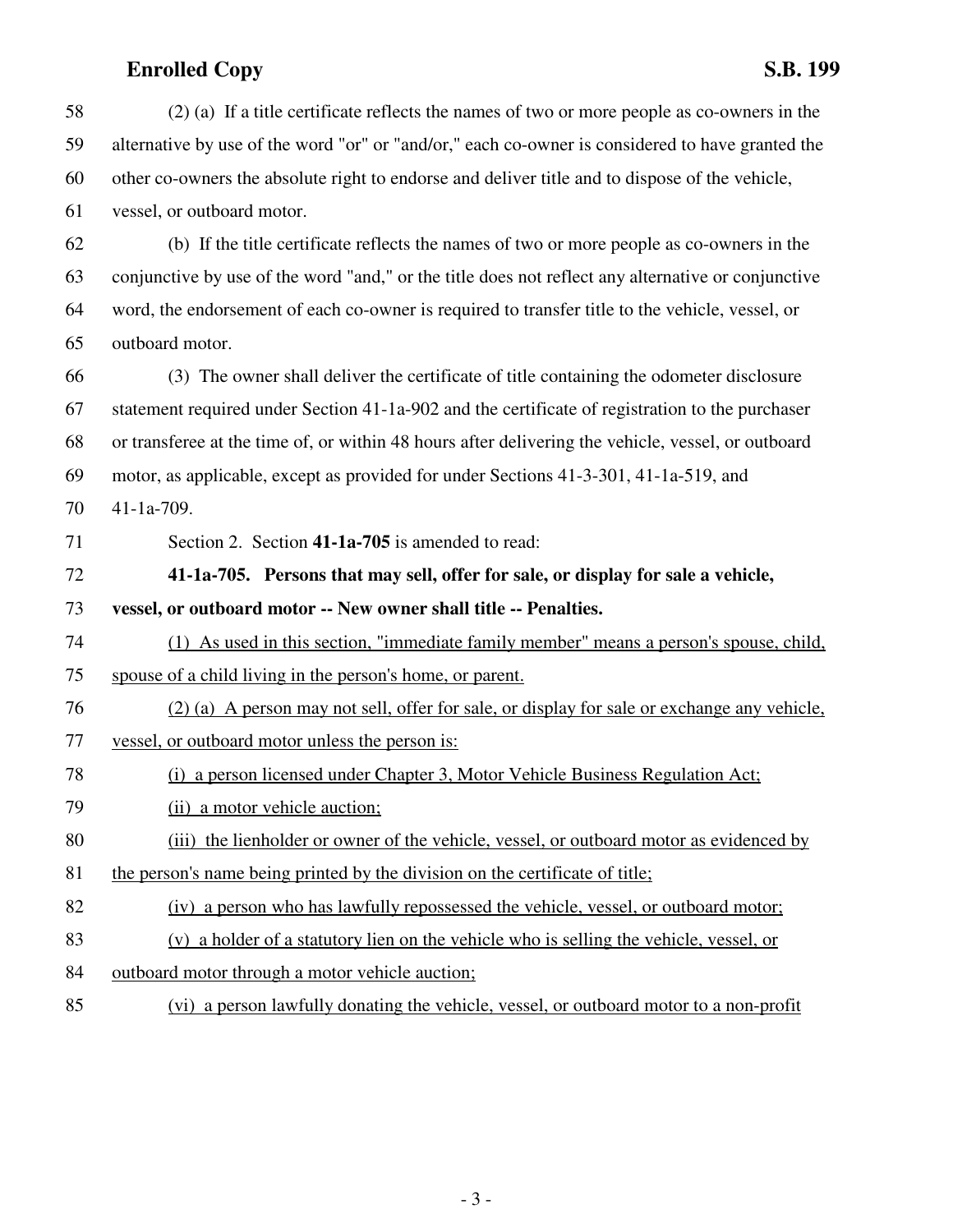(2) (a) If a title certificate reflects the names of two or more people as co-owners in the alternative by use of the word "or" or "and/or," each co-owner is considered to have granted the other co-owners the absolute right to endorse and deliver title and to dispose of the vehicle, vessel, or outboard motor.

(b) If the title certificate reflects the names of two or more people as co-owners in the conjunctive by use of the word "and," or the title does not reflect any alternative or conjunctive word, the endorsement of each co-owner is required to transfer title to the vehicle, vessel, or outboard motor.

(3) The owner shall deliver the certificate of title containing the odometer disclosure statement required under Section 41-1a-902 and the certificate of registration to the purchaser or transferee at the time of, or within 48 hours after delivering the vehicle, vessel, or outboard motor, as applicable, except as provided for under Sections 41-3-301, 41-1a-519, and 41-1a-709.

Section 2. Section **41-1a-705** is amended to read:

**41-1a-705. Persons that may sell, offer for sale, or display for sale a vehicle, vessel, or outboard motor -- New owner shall title -- Penalties.**

(1) As used in this section, "immediate family member" means a person's spouse, child, spouse of a child living in the person's home, or parent.

(2) (a) A person may not sell, offer for sale, or display for sale or exchange any vehicle, vessel, or outboard motor unless the person is:

(i) a person licensed under Chapter 3, Motor Vehicle Business Regulation Act;

(ii) a motor vehicle auction;

(iii) the lienholder or owner of the vehicle, vessel, or outboard motor as evidenced by the person's name being printed by the division on the certificate of title;

(iv) a person who has lawfully repossessed the vehicle, vessel, or outboard motor;

(v) a holder of a statutory lien on the vehicle who is selling the vehicle, vessel, or outboard motor through a motor vehicle auction;

(vi) a person lawfully donating the vehicle, vessel, or outboard motor to a non-profit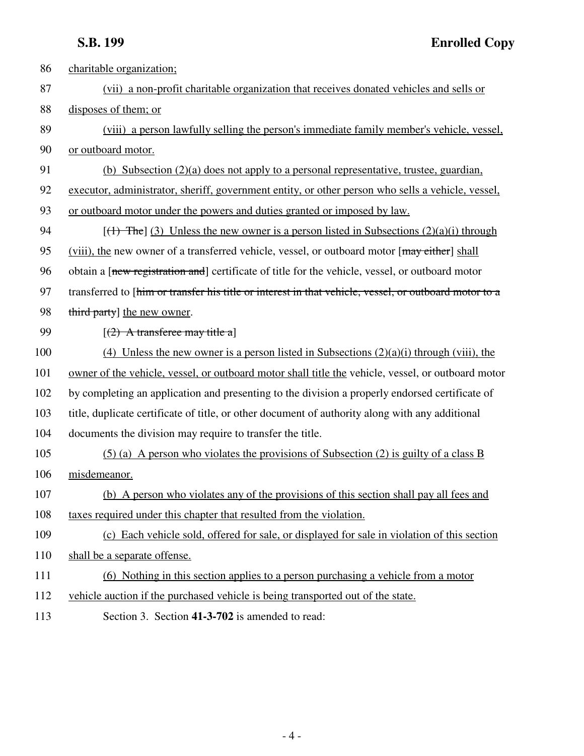86 charitable organization;

87 (vii) a non-profit charitable organization that receives donated vehicles and sells or

88 disposes of them; or

89 (viii) a person lawfully selling the person's immediate family member's vehicle, vessel,

90 or outboard motor.

91 (b) Subsection (2)(a) does not apply to a personal representative, trustee, guardian,

92 executor, administrator, sheriff, government entity, or other person who sells a vehicle, vessel,

93 or outboard motor under the powers and duties granted or imposed by law.

94 [~~(1) The~~] (3) Unless the new owner is a person listed in Subsections (2)(a)(i) through

95 (viii), the new owner of a transferred vehicle, vessel, or outboard motor [~~may either~~] shall

96 obtain a [~~new registration and~~] certificate of title for the vehicle, vessel, or outboard motor

97 transferred to [~~him or transfer his title or interest in that vehicle, vessel, or outboard motor to a~~

98 ~~third party~~] the new owner.

99 [~~(2) A transferee may title a~~]

100 (4) Unless the new owner is a person listed in Subsections (2)(a)(i) through (viii), the

101 owner of the vehicle, vessel, or outboard motor shall title the vehicle, vessel, or outboard motor

102 by completing an application and presenting to the division a properly endorsed certificate of

103 title, duplicate certificate of title, or other document of authority along with any additional

104 documents the division may require to transfer the title.

105 (5) (a) A person who violates the provisions of Subsection (2) is guilty of a class B

106 misdemeanor.

107 (b) A person who violates any of the provisions of this section shall pay all fees and

108 taxes required under this chapter that resulted from the violation.

109 (c) Each vehicle sold, offered for sale, or displayed for sale in violation of this section

110 shall be a separate offense.

111 (6) Nothing in this section applies to a person purchasing a vehicle from a motor

112 vehicle auction if the purchased vehicle is being transported out of the state.

113 Section 3. Section **41-3-702** is amended to read: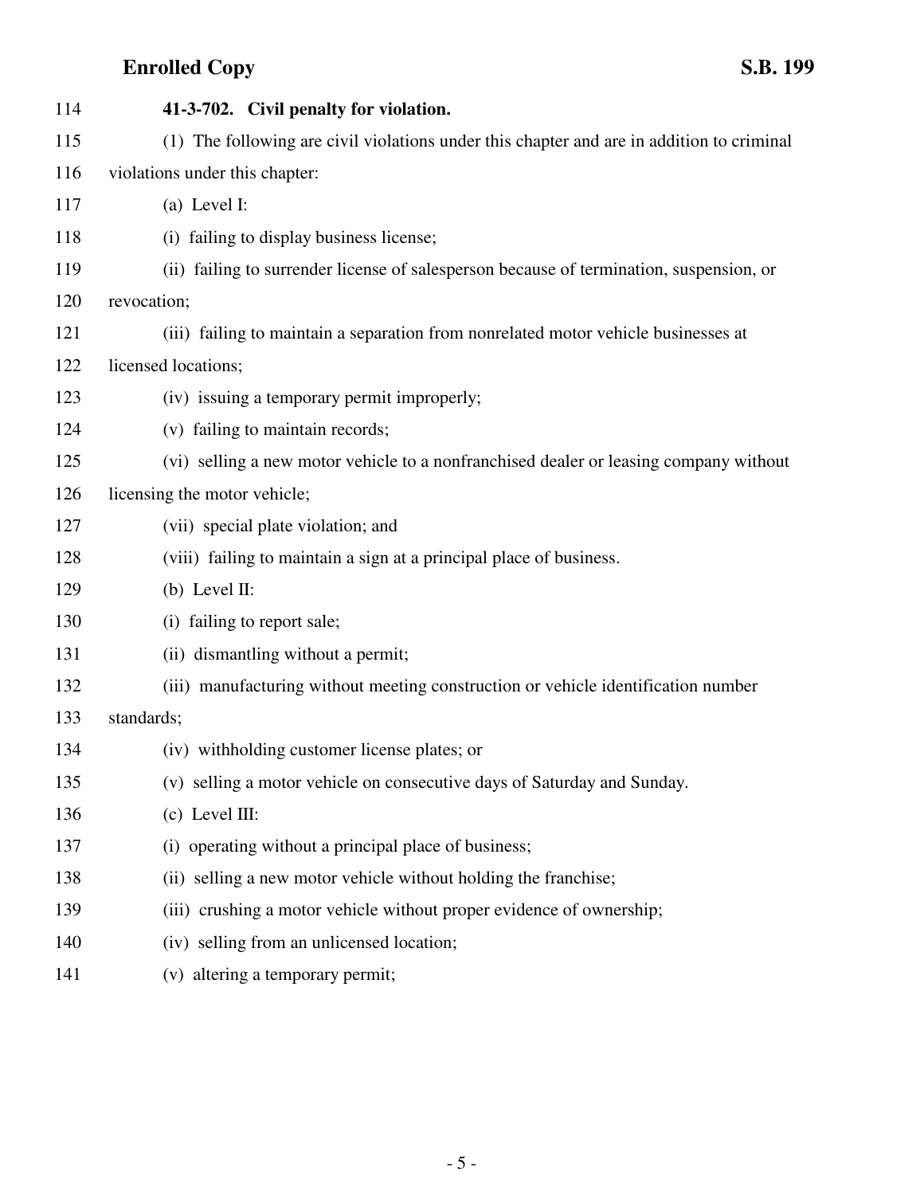**41-3-702. Civil penalty for violation.**

(1) The following are civil violations under this chapter and are in addition to criminal violations under this chapter:

(a) Level I:

(i) failing to display business license;

(ii) failing to surrender license of salesperson because of termination, suspension, or revocation;

(iii) failing to maintain a separation from nonrelated motor vehicle businesses at licensed locations;

(iv) issuing a temporary permit improperly;

(v) failing to maintain records;

(vi) selling a new motor vehicle to a nonfranchised dealer or leasing company without licensing the motor vehicle;

(vii) special plate violation; and

(viii) failing to maintain a sign at a principal place of business.

(b) Level II:

(i) failing to report sale;

(ii) dismantling without a permit;

(iii) manufacturing without meeting construction or vehicle identification number standards;

(iv) withholding customer license plates; or

(v) selling a motor vehicle on consecutive days of Saturday and Sunday.

(c) Level III:

(i) operating without a principal place of business;

(ii) selling a new motor vehicle without holding the franchise;

(iii) crushing a motor vehicle without proper evidence of ownership;

(iv) selling from an unlicensed location;

(v) altering a temporary permit;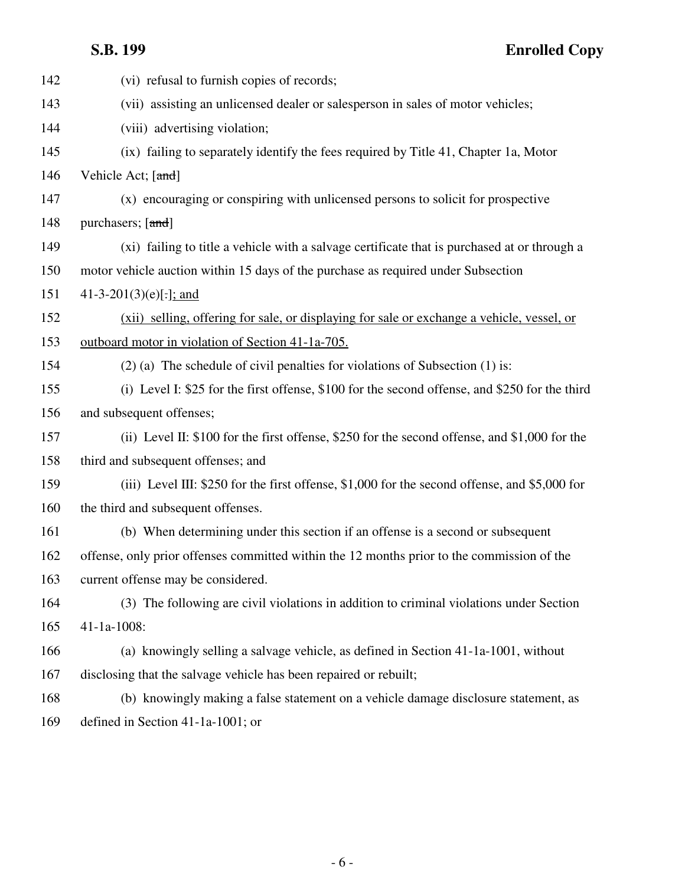(vi) refusal to furnish copies of records;

(vii) assisting an unlicensed dealer or salesperson in sales of motor vehicles;

(viii) advertising violation;

(ix) failing to separately identify the fees required by Title 41, Chapter 1a, Motor Vehicle Act; [~~and~~]

(x) encouraging or conspiring with unlicensed persons to solicit for prospective purchasers; [~~and~~]

(xi) failing to title a vehicle with a salvage certificate that is purchased at or through a motor vehicle auction within 15 days of the purchase as required under Subsection 41-3-201(3)(e)[~~.~~]<u>; and</u>

<u>(xii) selling, offering for sale, or displaying for sale or exchange a vehicle, vessel, or outboard motor in violation of Section 41-1a-705.</u>

(2) (a) The schedule of civil penalties for violations of Subsection (1) is:

(i) Level I: $25 for the first offense, $100 for the second offense, and $250 for the third and subsequent offenses;

(ii) Level II: $100 for the first offense, $250 for the second offense, and $1,000 for the third and subsequent offenses; and

(iii) Level III: $250 for the first offense, $1,000 for the second offense, and $5,000 for the third and subsequent offenses.

(b) When determining under this section if an offense is a second or subsequent offense, only prior offenses committed within the 12 months prior to the commission of the current offense may be considered.

(3) The following are civil violations in addition to criminal violations under Section 41-1a-1008:

(a) knowingly selling a salvage vehicle, as defined in Section 41-1a-1001, without disclosing that the salvage vehicle has been repaired or rebuilt;

(b) knowingly making a false statement on a vehicle damage disclosure statement, as defined in Section 41-1a-1001; or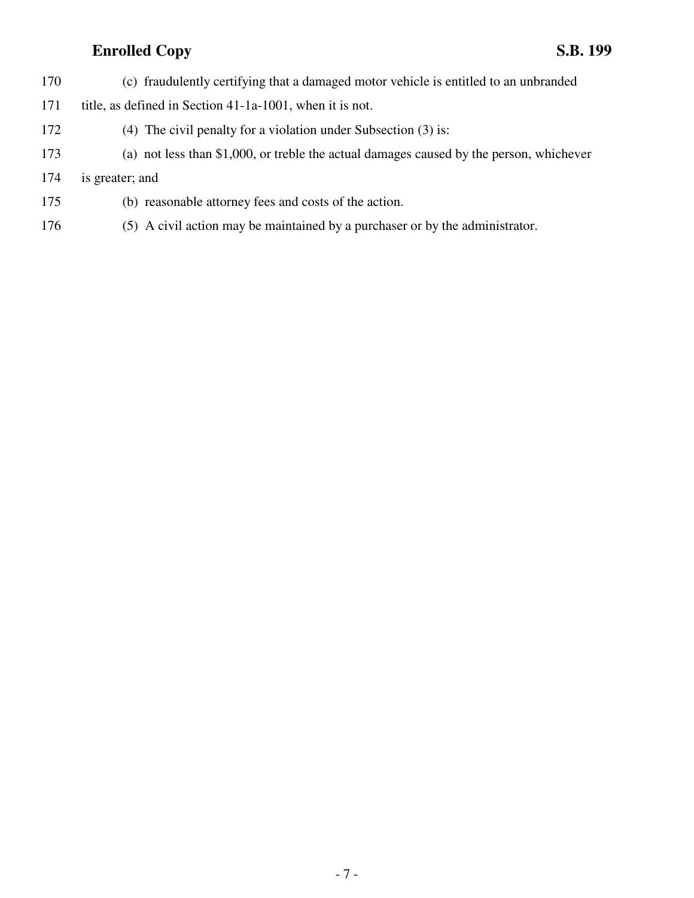(c) fraudulently certifying that a damaged motor vehicle is entitled to an unbranded title, as defined in Section 41-1a-1001, when it is not.

(4) The civil penalty for a violation under Subsection (3) is:

(a) not less than $1,000, or treble the actual damages caused by the person, whichever is greater; and

(b) reasonable attorney fees and costs of the action.

(5) A civil action may be maintained by a purchaser or by the administrator.